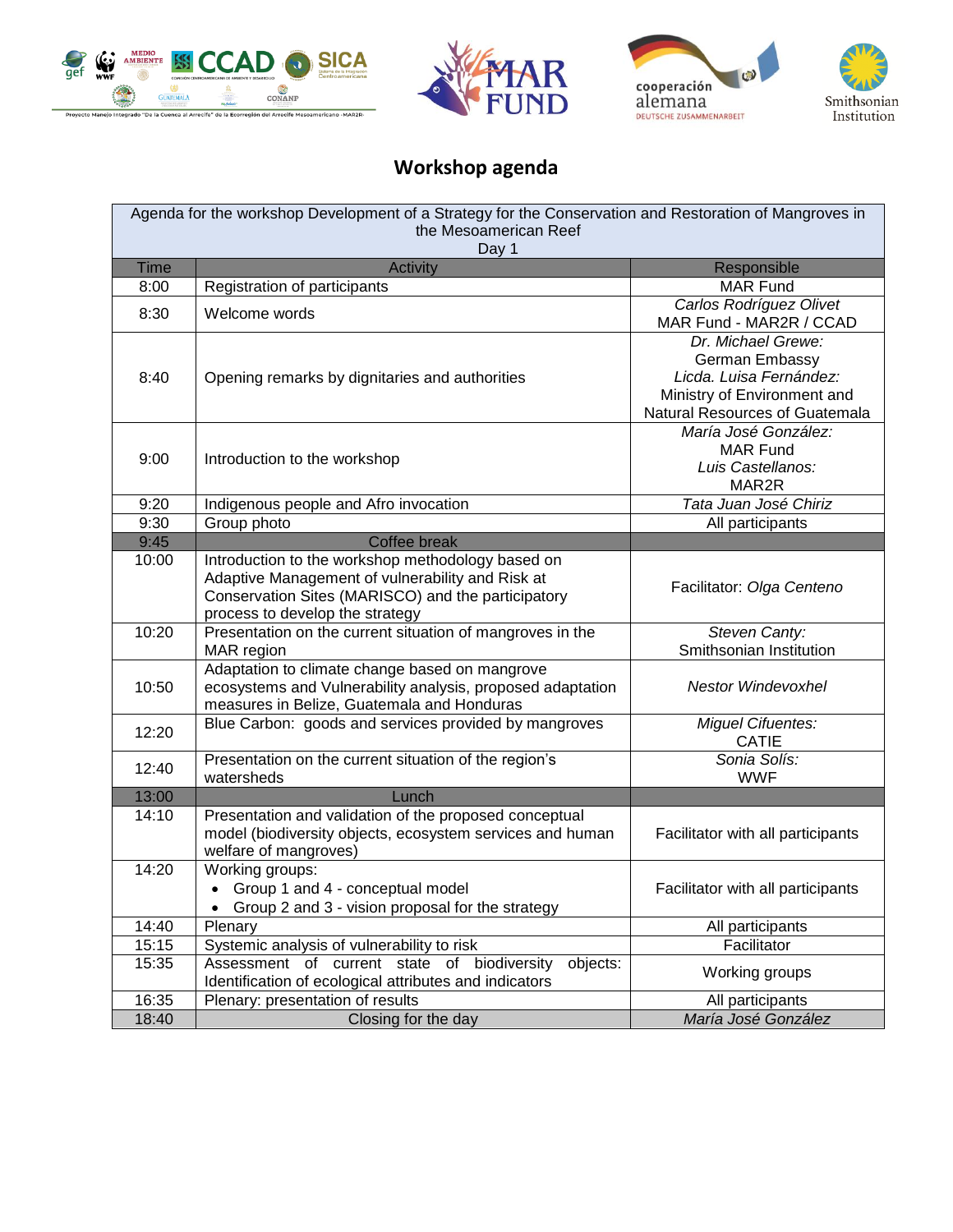# Workshop agenda

| Agenda for the workshop Development of a Strategy for the Conservation and Restoration of Mangroves in the Mesoamerican Reef<br>Day 1 | | |
|---|---|---|
| **Time** | **Activity** | **Responsible** |
| 8:00 | Registration of participants | MAR Fund |
| 8:30 | Welcome words | *Carlos Rodríguez Olivet*<br>MAR Fund - MAR2R / CCAD |
| 8:40 | Opening remarks by dignitaries and authorities | *Dr. Michael Grewe:*<br>German Embassy<br>*Licda. Luisa Fernández:*<br>Ministry of Environment and Natural Resources of Guatemala |
| 9:00 | Introduction to the workshop | *María José González:*<br>MAR Fund<br>*Luis Castellanos:*<br>MAR2R |
| 9:20 | Indigenous people and Afro invocation | *Tata Juan José Chiriz* |
| 9:30 | Group photo | All participants |
| 9:45 | Coffee break | |
| 10:00 | Introduction to the workshop methodology based on Adaptive Management of vulnerability and Risk at Conservation Sites (MARISCO) and the participatory process to develop the strategy | Facilitator: *Olga Centeno* |
| 10:20 | Presentation on the current situation of mangroves in the MAR region | *Steven Canty:*<br>Smithsonian Institution |
| 10:50 | Adaptation to climate change based on mangrove ecosystems and Vulnerability analysis, proposed adaptation measures in Belize, Guatemala and Honduras | *Nestor Windevoxhel* |
| 12:20 | Blue Carbon: goods and services provided by mangroves | *Miguel Cifuentes:*<br>CATIE |
| 12:40 | Presentation on the current situation of the region's watersheds | *Sonia Solís:*<br>WWF |
| 13:00 | Lunch | |
| 14:10 | Presentation and validation of the proposed conceptual model (biodiversity objects, ecosystem services and human welfare of mangroves) | Facilitator with all participants |
| 14:20 | Working groups:<br>• Group 1 and 4 - conceptual model<br>• Group 2 and 3 - vision proposal for the strategy | Facilitator with all participants |
| 14:40 | Plenary | All participants |
| 15:15 | Systemic analysis of vulnerability to risk | Facilitator |
| 15:35 | Assessment of current state of biodiversity objects: Identification of ecological attributes and indicators | Working groups |
| 16:35 | Plenary: presentation of results | All participants |
| 18:40 | Closing for the day | *María José González* |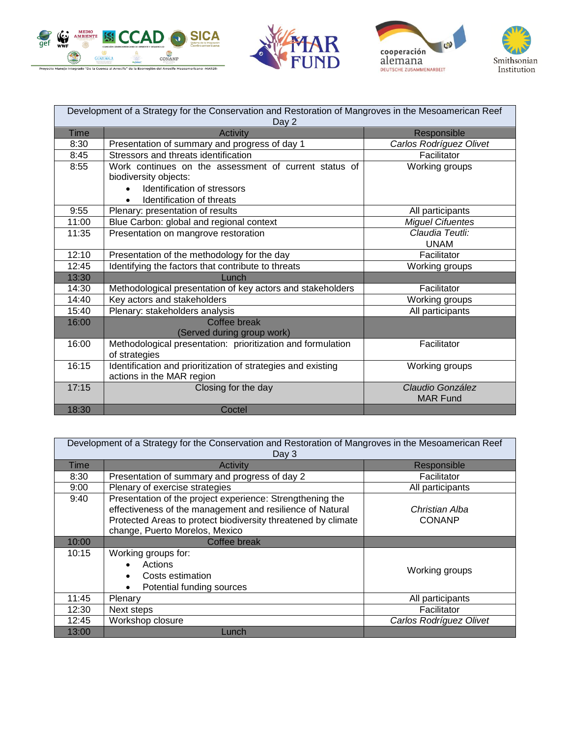| Development of a Strategy for the Conservation and Restoration of Mangroves in the Mesoamerican Reef Day 2 | | |
|---|---|---|
| Time | Activity | Responsible |
| 8:30 | Presentation of summary and progress of day 1 | *Carlos Rodríguez Olivet* |
| 8:45 | Stressors and threats identification | Facilitator |
| 8:55 | Work continues on the assessment of current status of biodiversity objects:<br>• Identification of stressors<br>• Identification of threats | Working groups |
| 9:55 | Plenary: presentation of results | All participants |
| 11:00 | Blue Carbon: global and regional context | *Miguel Cifuentes* |
| 11:35 | Presentation on mangrove restoration | *Claudia Teutli:* UNAM |
| 12:10 | Presentation of the methodology for the day | Facilitator |
| 12:45 | Identifying the factors that contribute to threats | Working groups |
| 13:30 | Lunch | |
| 14:30 | Methodological presentation of key actors and stakeholders | Facilitator |
| 14:40 | Key actors and stakeholders | Working groups |
| 15:40 | Plenary: stakeholders analysis | All participants |
| 16:00 | Coffee break (Served during group work) | |
| 16:00 | Methodological presentation: prioritization and formulation of strategies | Facilitator |
| 16:15 | Identification and prioritization of strategies and existing actions in the MAR region | Working groups |
| 17:15 | Closing for the day | *Claudio González* MAR Fund |
| 18:30 | Coctel | |

| Development of a Strategy for the Conservation and Restoration of Mangroves in the Mesoamerican Reef Day 3 | | |
|---|---|---|
| Time | Activity | Responsible |
| 8:30 | Presentation of summary and progress of day 2 | Facilitator |
| 9:00 | Plenary of exercise strategies | All participants |
| 9:40 | Presentation of the project experience: Strengthening the effectiveness of the management and resilience of Natural Protected Areas to protect biodiversity threatened by climate change, Puerto Morelos, Mexico | *Christian Alba* CONANP |
| 10:00 | Coffee break | |
| 10:15 | Working groups for:<br>• Actions<br>• Costs estimation<br>• Potential funding sources | Working groups |
| 11:45 | Plenary | All participants |
| 12:30 | Next steps | Facilitator |
| 12:45 | Workshop closure | *Carlos Rodríguez Olivet* |
| 13:00 | Lunch | |